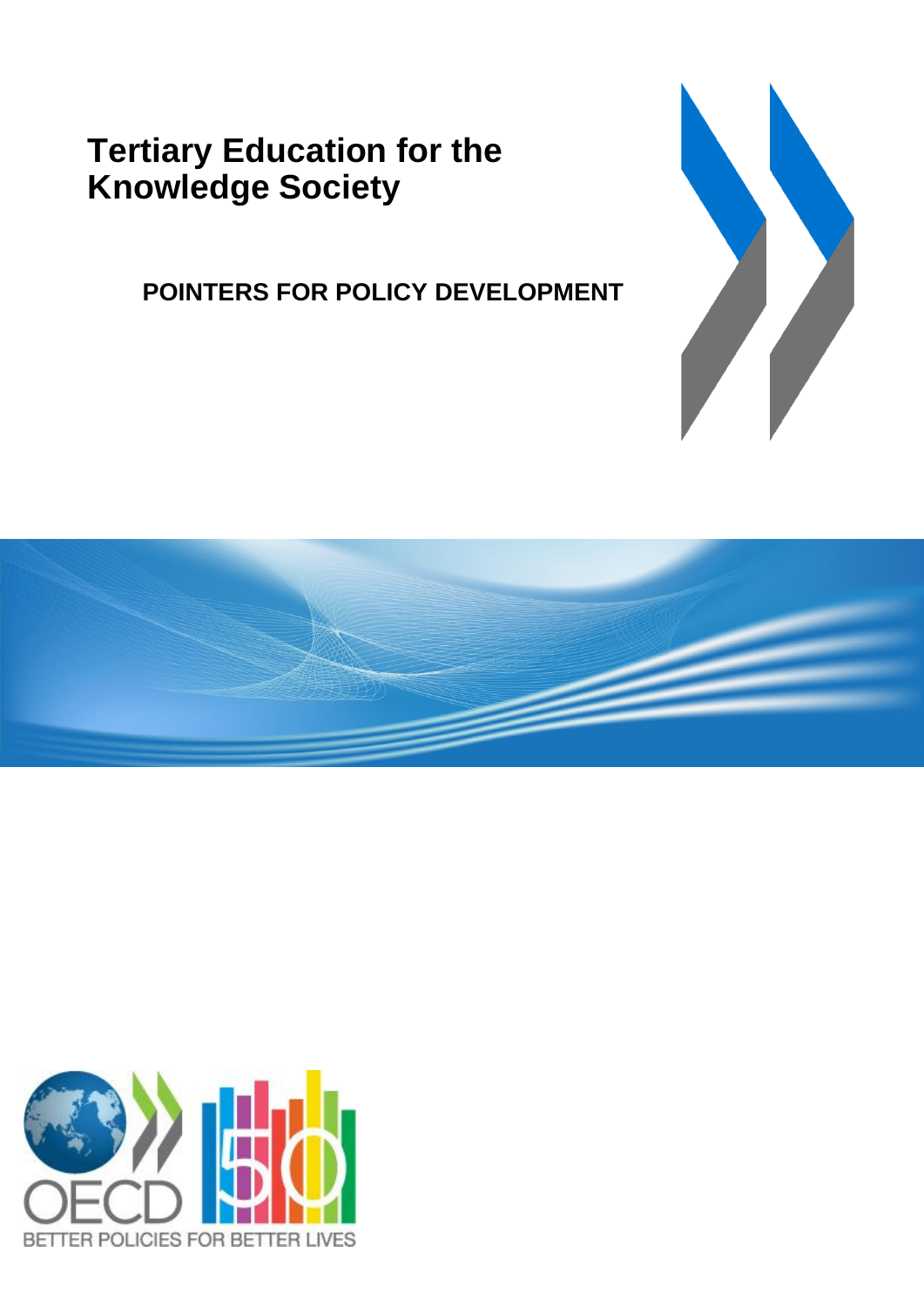# Tertiary Education for the Knowledge Society

**POINTERS FOR POLICY DEVELOPMENT**

OECD

BETTER POLICIES FOR BETTER LIVES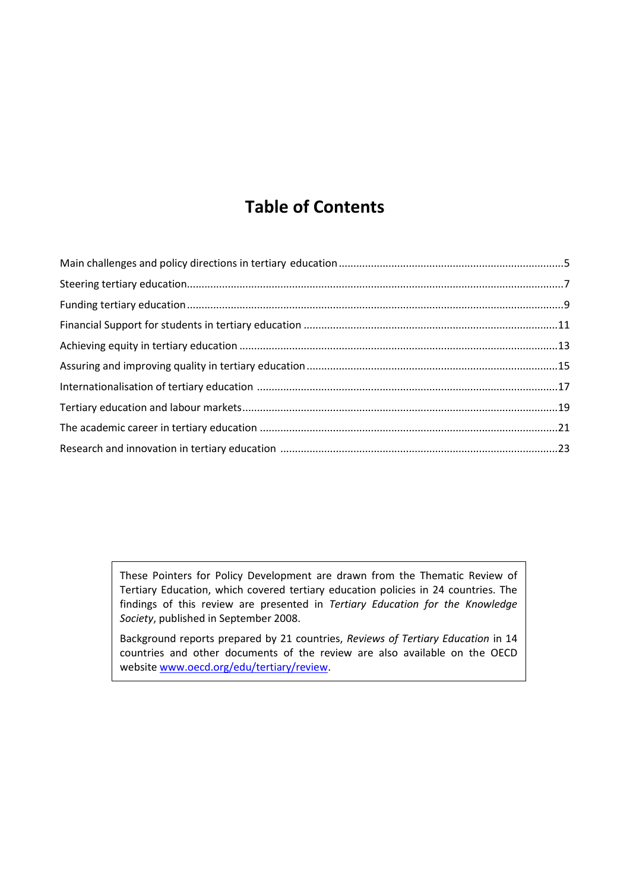# Table of Contents

Main challenges and policy directions in tertiary education ....... 5
Steering tertiary education ....... 7
Funding tertiary education ....... 9
Financial Support for students in tertiary education ....... 11
Achieving equity in tertiary education ....... 13
Assuring and improving quality in tertiary education ....... 15
Internationalisation of tertiary education ....... 17
Tertiary education and labour markets ....... 19
The academic career in tertiary education ....... 21
Research and innovation in tertiary education ....... 23

> These Pointers for Policy Development are drawn from the Thematic Review of Tertiary Education, which covered tertiary education policies in 24 countries. The findings of this review are presented in *Tertiary Education for the Knowledge Society*, published in September 2008.
>
> Background reports prepared by 21 countries, *Reviews of Tertiary Education* in 14 countries and other documents of the review are also available on the OECD website [www.oecd.org/edu/tertiary/review](www.oecd.org/edu/tertiary/review).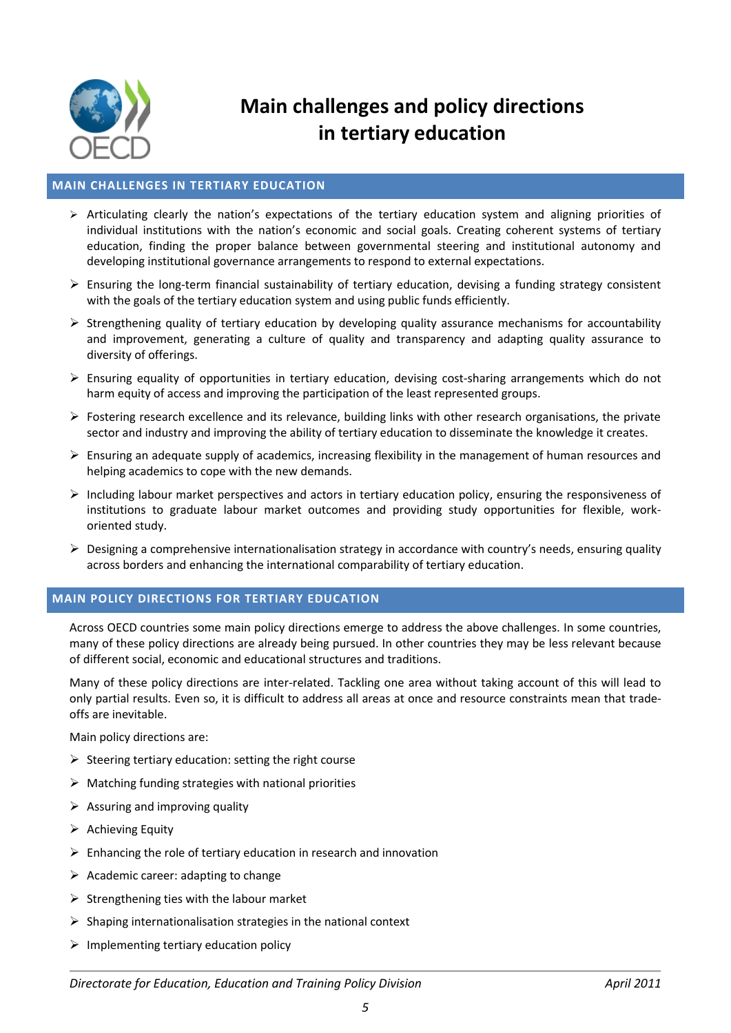# Main challenges and policy directions in tertiary education

## MAIN CHALLENGES IN TERTIARY EDUCATION

- Articulating clearly the nation's expectations of the tertiary education system and aligning priorities of individual institutions with the nation's economic and social goals. Creating coherent systems of tertiary education, finding the proper balance between governmental steering and institutional autonomy and developing institutional governance arrangements to respond to external expectations.
- Ensuring the long-term financial sustainability of tertiary education, devising a funding strategy consistent with the goals of the tertiary education system and using public funds efficiently.
- Strengthening quality of tertiary education by developing quality assurance mechanisms for accountability and improvement, generating a culture of quality and transparency and adapting quality assurance to diversity of offerings.
- Ensuring equality of opportunities in tertiary education, devising cost-sharing arrangements which do not harm equity of access and improving the participation of the least represented groups.
- Fostering research excellence and its relevance, building links with other research organisations, the private sector and industry and improving the ability of tertiary education to disseminate the knowledge it creates.
- Ensuring an adequate supply of academics, increasing flexibility in the management of human resources and helping academics to cope with the new demands.
- Including labour market perspectives and actors in tertiary education policy, ensuring the responsiveness of institutions to graduate labour market outcomes and providing study opportunities for flexible, work-oriented study.
- Designing a comprehensive internationalisation strategy in accordance with country's needs, ensuring quality across borders and enhancing the international comparability of tertiary education.

## MAIN POLICY DIRECTIONS FOR TERTIARY EDUCATION

Across OECD countries some main policy directions emerge to address the above challenges. In some countries, many of these policy directions are already being pursued. In other countries they may be less relevant because of different social, economic and educational structures and traditions.

Many of these policy directions are inter-related. Tackling one area without taking account of this will lead to only partial results. Even so, it is difficult to address all areas at once and resource constraints mean that trade-offs are inevitable.

Main policy directions are:

- Steering tertiary education: setting the right course
- Matching funding strategies with national priorities
- Assuring and improving quality
- Achieving Equity
- Enhancing the role of tertiary education in research and innovation
- Academic career: adapting to change
- Strengthening ties with the labour market
- Shaping internationalisation strategies in the national context
- Implementing tertiary education policy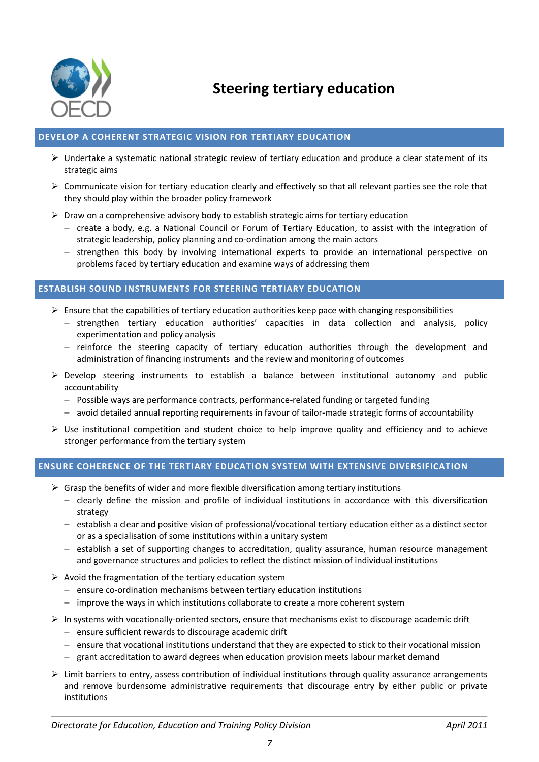# Steering tertiary education

## DEVELOP A COHERENT STRATEGIC VISION FOR TERTIARY EDUCATION

- Undertake a systematic national strategic review of tertiary education and produce a clear statement of its strategic aims
- Communicate vision for tertiary education clearly and effectively so that all relevant parties see the role that they should play within the broader policy framework
- Draw on a comprehensive advisory body to establish strategic aims for tertiary education
  - create a body, e.g. a National Council or Forum of Tertiary Education, to assist with the integration of strategic leadership, policy planning and co-ordination among the main actors
  - strengthen this body by involving international experts to provide an international perspective on problems faced by tertiary education and examine ways of addressing them

## ESTABLISH SOUND INSTRUMENTS FOR STEERING TERTIARY EDUCATION

- Ensure that the capabilities of tertiary education authorities keep pace with changing responsibilities
  - strengthen tertiary education authorities' capacities in data collection and analysis, policy experimentation and policy analysis
  - reinforce the steering capacity of tertiary education authorities through the development and administration of financing instruments and the review and monitoring of outcomes
- Develop steering instruments to establish a balance between institutional autonomy and public accountability
  - Possible ways are performance contracts, performance-related funding or targeted funding
  - avoid detailed annual reporting requirements in favour of tailor-made strategic forms of accountability
- Use institutional competition and student choice to help improve quality and efficiency and to achieve stronger performance from the tertiary system

## ENSURE COHERENCE OF THE TERTIARY EDUCATION SYSTEM WITH EXTENSIVE DIVERSIFICATION

- Grasp the benefits of wider and more flexible diversification among tertiary institutions
  - clearly define the mission and profile of individual institutions in accordance with this diversification strategy
  - establish a clear and positive vision of professional/vocational tertiary education either as a distinct sector or as a specialisation of some institutions within a unitary system
  - establish a set of supporting changes to accreditation, quality assurance, human resource management and governance structures and policies to reflect the distinct mission of individual institutions
- Avoid the fragmentation of the tertiary education system
  - ensure co-ordination mechanisms between tertiary education institutions
  - improve the ways in which institutions collaborate to create a more coherent system
- In systems with vocationally-oriented sectors, ensure that mechanisms exist to discourage academic drift
  - ensure sufficient rewards to discourage academic drift
  - ensure that vocational institutions understand that they are expected to stick to their vocational mission
  - grant accreditation to award degrees when education provision meets labour market demand
- Limit barriers to entry, assess contribution of individual institutions through quality assurance arrangements and remove burdensome administrative requirements that discourage entry by either public or private institutions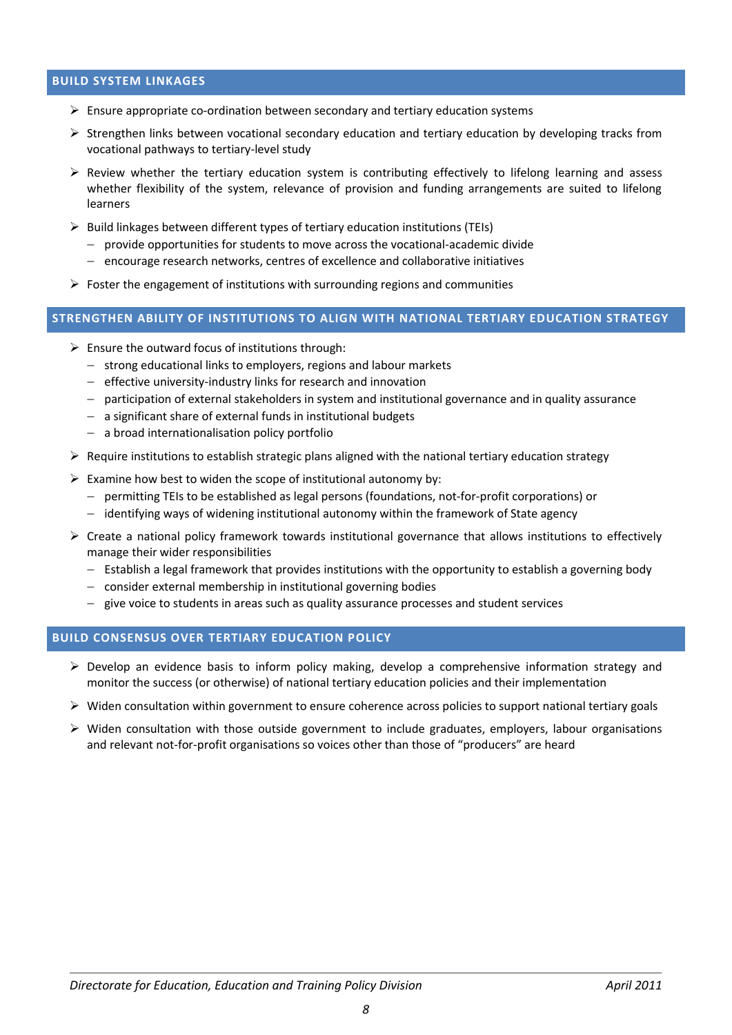## BUILD SYSTEM LINKAGES

- Ensure appropriate co-ordination between secondary and tertiary education systems
- Strengthen links between vocational secondary education and tertiary education by developing tracks from vocational pathways to tertiary-level study
- Review whether the tertiary education system is contributing effectively to lifelong learning and assess whether flexibility of the system, relevance of provision and funding arrangements are suited to lifelong learners
- Build linkages between different types of tertiary education institutions (TEIs)
  - provide opportunities for students to move across the vocational-academic divide
  - encourage research networks, centres of excellence and collaborative initiatives
- Foster the engagement of institutions with surrounding regions and communities

## STRENGTHEN ABILITY OF INSTITUTIONS TO ALIGN WITH NATIONAL TERTIARY EDUCATION STRATEGY

- Ensure the outward focus of institutions through:
  - strong educational links to employers, regions and labour markets
  - effective university-industry links for research and innovation
  - participation of external stakeholders in system and institutional governance and in quality assurance
  - a significant share of external funds in institutional budgets
  - a broad internationalisation policy portfolio
- Require institutions to establish strategic plans aligned with the national tertiary education strategy
- Examine how best to widen the scope of institutional autonomy by:
  - permitting TEIs to be established as legal persons (foundations, not-for-profit corporations) or
  - identifying ways of widening institutional autonomy within the framework of State agency
- Create a national policy framework towards institutional governance that allows institutions to effectively manage their wider responsibilities
  - Establish a legal framework that provides institutions with the opportunity to establish a governing body
  - consider external membership in institutional governing bodies
  - give voice to students in areas such as quality assurance processes and student services

## BUILD CONSENSUS OVER TERTIARY EDUCATION POLICY

- Develop an evidence basis to inform policy making, develop a comprehensive information strategy and monitor the success (or otherwise) of national tertiary education policies and their implementation
- Widen consultation within government to ensure coherence across policies to support national tertiary goals
- Widen consultation with those outside government to include graduates, employers, labour organisations and relevant not-for-profit organisations so voices other than those of "producers" are heard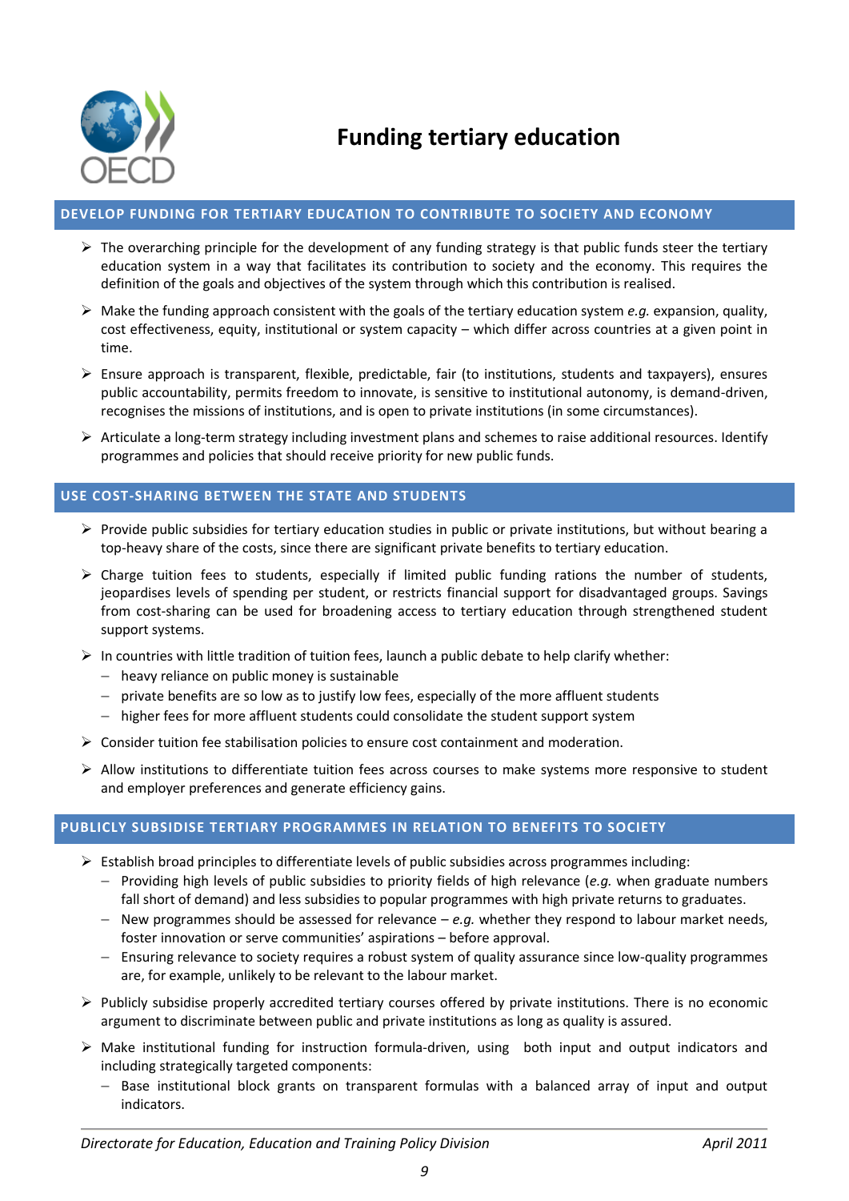# Funding tertiary education

## DEVELOP FUNDING FOR TERTIARY EDUCATION TO CONTRIBUTE TO SOCIETY AND ECONOMY

- The overarching principle for the development of any funding strategy is that public funds steer the tertiary education system in a way that facilitates its contribution to society and the economy. This requires the definition of the goals and objectives of the system through which this contribution is realised.
- Make the funding approach consistent with the goals of the tertiary education system *e.g.* expansion, quality, cost effectiveness, equity, institutional or system capacity – which differ across countries at a given point in time.
- Ensure approach is transparent, flexible, predictable, fair (to institutions, students and taxpayers), ensures public accountability, permits freedom to innovate, is sensitive to institutional autonomy, is demand-driven, recognises the missions of institutions, and is open to private institutions (in some circumstances).
- Articulate a long-term strategy including investment plans and schemes to raise additional resources. Identify programmes and policies that should receive priority for new public funds.

## USE COST-SHARING BETWEEN THE STATE AND STUDENTS

- Provide public subsidies for tertiary education studies in public or private institutions, but without bearing a top-heavy share of the costs, since there are significant private benefits to tertiary education.
- Charge tuition fees to students, especially if limited public funding rations the number of students, jeopardises levels of spending per student, or restricts financial support for disadvantaged groups. Savings from cost-sharing can be used for broadening access to tertiary education through strengthened student support systems.
- In countries with little tradition of tuition fees, launch a public debate to help clarify whether:
  - heavy reliance on public money is sustainable
  - private benefits are so low as to justify low fees, especially of the more affluent students
  - higher fees for more affluent students could consolidate the student support system
- Consider tuition fee stabilisation policies to ensure cost containment and moderation.
- Allow institutions to differentiate tuition fees across courses to make systems more responsive to student and employer preferences and generate efficiency gains.

## PUBLICLY SUBSIDISE TERTIARY PROGRAMMES IN RELATION TO BENEFITS TO SOCIETY

- Establish broad principles to differentiate levels of public subsidies across programmes including:
  - Providing high levels of public subsidies to priority fields of high relevance (*e.g.* when graduate numbers fall short of demand) and less subsidies to popular programmes with high private returns to graduates.
  - New programmes should be assessed for relevance – *e.g.* whether they respond to labour market needs, foster innovation or serve communities' aspirations – before approval.
  - Ensuring relevance to society requires a robust system of quality assurance since low-quality programmes are, for example, unlikely to be relevant to the labour market.
- Publicly subsidise properly accredited tertiary courses offered by private institutions. There is no economic argument to discriminate between public and private institutions as long as quality is assured.
- Make institutional funding for instruction formula-driven, using both input and output indicators and including strategically targeted components:
  - Base institutional block grants on transparent formulas with a balanced array of input and output indicators.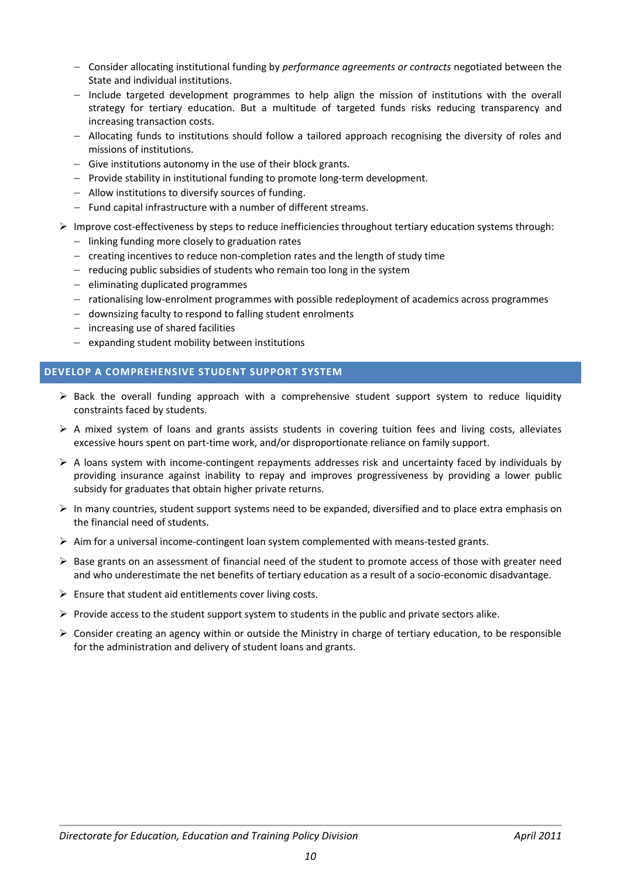- Consider allocating institutional funding by *performance agreements or contracts* negotiated between the State and individual institutions.
- Include targeted development programmes to help align the mission of institutions with the overall strategy for tertiary education. But a multitude of targeted funds risks reducing transparency and increasing transaction costs.
- Allocating funds to institutions should follow a tailored approach recognising the diversity of roles and missions of institutions.
- Give institutions autonomy in the use of their block grants.
- Provide stability in institutional funding to promote long-term development.
- Allow institutions to diversify sources of funding.
- Fund capital infrastructure with a number of different streams.

➢ Improve cost-effectiveness by steps to reduce inefficiencies throughout tertiary education systems through:
  - linking funding more closely to graduation rates
  - creating incentives to reduce non-completion rates and the length of study time
  - reducing public subsidies of students who remain too long in the system
  - eliminating duplicated programmes
  - rationalising low-enrolment programmes with possible redeployment of academics across programmes
  - downsizing faculty to respond to falling student enrolments
  - increasing use of shared facilities
  - expanding student mobility between institutions

## DEVELOP A COMPREHENSIVE STUDENT SUPPORT SYSTEM

➢ Back the overall funding approach with a comprehensive student support system to reduce liquidity constraints faced by students.

➢ A mixed system of loans and grants assists students in covering tuition fees and living costs, alleviates excessive hours spent on part-time work, and/or disproportionate reliance on family support.

➢ A loans system with income-contingent repayments addresses risk and uncertainty faced by individuals by providing insurance against inability to repay and improves progressiveness by providing a lower public subsidy for graduates that obtain higher private returns.

➢ In many countries, student support systems need to be expanded, diversified and to place extra emphasis on the financial need of students.

➢ Aim for a universal income-contingent loan system complemented with means-tested grants.

➢ Base grants on an assessment of financial need of the student to promote access of those with greater need and who underestimate the net benefits of tertiary education as a result of a socio-economic disadvantage.

➢ Ensure that student aid entitlements cover living costs.

➢ Provide access to the student support system to students in the public and private sectors alike.

➢ Consider creating an agency within or outside the Ministry in charge of tertiary education, to be responsible for the administration and delivery of student loans and grants.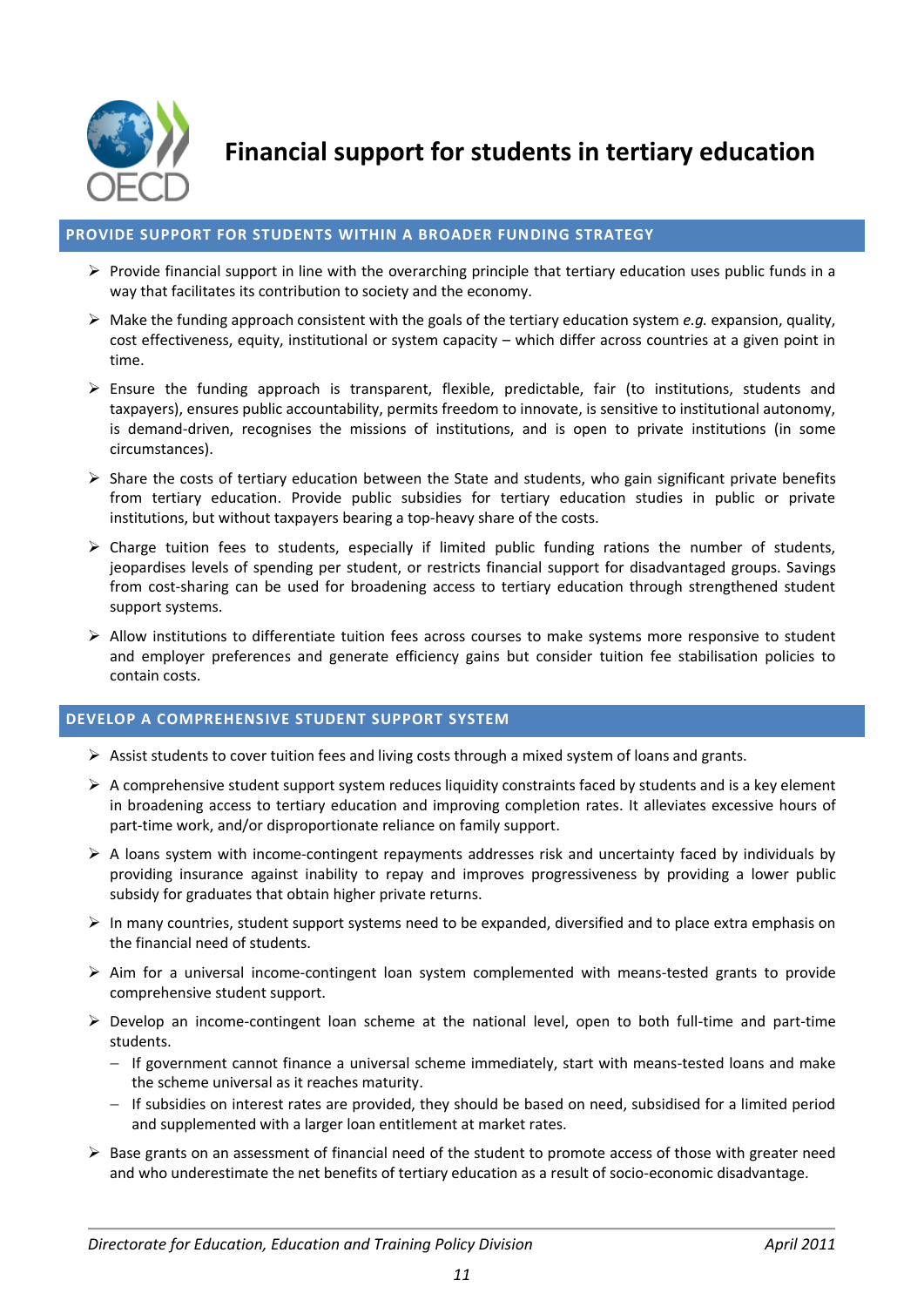# Financial support for students in tertiary education

## PROVIDE SUPPORT FOR STUDENTS WITHIN A BROADER FUNDING STRATEGY

- Provide financial support in line with the overarching principle that tertiary education uses public funds in a way that facilitates its contribution to society and the economy.
- Make the funding approach consistent with the goals of the tertiary education system *e.g.* expansion, quality, cost effectiveness, equity, institutional or system capacity – which differ across countries at a given point in time.
- Ensure the funding approach is transparent, flexible, predictable, fair (to institutions, students and taxpayers), ensures public accountability, permits freedom to innovate, is sensitive to institutional autonomy, is demand-driven, recognises the missions of institutions, and is open to private institutions (in some circumstances).
- Share the costs of tertiary education between the State and students, who gain significant private benefits from tertiary education. Provide public subsidies for tertiary education studies in public or private institutions, but without taxpayers bearing a top-heavy share of the costs.
- Charge tuition fees to students, especially if limited public funding rations the number of students, jeopardises levels of spending per student, or restricts financial support for disadvantaged groups. Savings from cost-sharing can be used for broadening access to tertiary education through strengthened student support systems.
- Allow institutions to differentiate tuition fees across courses to make systems more responsive to student and employer preferences and generate efficiency gains but consider tuition fee stabilisation policies to contain costs.

## DEVELOP A COMPREHENSIVE STUDENT SUPPORT SYSTEM

- Assist students to cover tuition fees and living costs through a mixed system of loans and grants.
- A comprehensive student support system reduces liquidity constraints faced by students and is a key element in broadening access to tertiary education and improving completion rates. It alleviates excessive hours of part-time work, and/or disproportionate reliance on family support.
- A loans system with income-contingent repayments addresses risk and uncertainty faced by individuals by providing insurance against inability to repay and improves progressiveness by providing a lower public subsidy for graduates that obtain higher private returns.
- In many countries, student support systems need to be expanded, diversified and to place extra emphasis on the financial need of students.
- Aim for a universal income-contingent loan system complemented with means-tested grants to provide comprehensive student support.
- Develop an income-contingent loan scheme at the national level, open to both full-time and part-time students.
  - If government cannot finance a universal scheme immediately, start with means-tested loans and make the scheme universal as it reaches maturity.
  - If subsidies on interest rates are provided, they should be based on need, subsidised for a limited period and supplemented with a larger loan entitlement at market rates.
- Base grants on an assessment of financial need of the student to promote access of those with greater need and who underestimate the net benefits of tertiary education as a result of socio-economic disadvantage.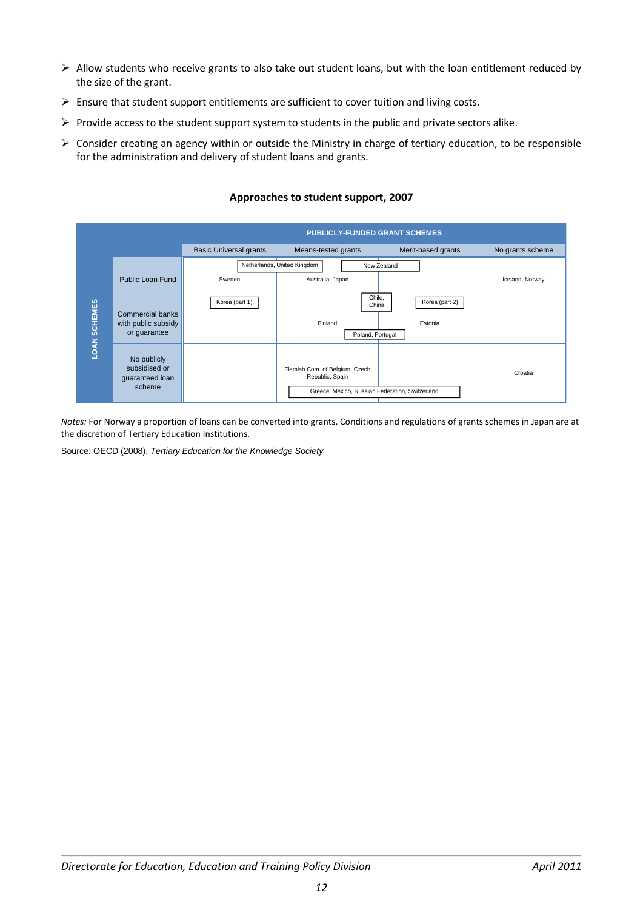- Allow students who receive grants to also take out student loans, but with the loan entitlement reduced by the size of the grant.
- Ensure that student support entitlements are sufficient to cover tuition and living costs.
- Provide access to the student support system to students in the public and private sectors alike.
- Consider creating an agency within or outside the Ministry in charge of tertiary education, to be responsible for the administration and delivery of student loans and grants.

**Approaches to student support, 2007**

| LOAN SCHEMES | PUBLICLY-FUNDED GRANT SCHEMES: Basic Universal grants | Means-tested grants | Merit-based grants | No grants scheme |
|---|---|---|---|---|
| Public Loan Fund | Sweden; Netherlands, United Kingdom (basic universal / means-tested); Korea (part 1) (basic universal / means-tested, public loan fund / commercial banks) | Australia, Japan; Netherlands, United Kingdom (basic universal / means-tested); New Zealand (means-tested / merit-based); Chile, China (means-tested / merit-based, public loan fund / commercial banks) | New Zealand (means-tested / merit-based); Chile, China (means-tested / merit-based, public loan fund / commercial banks); Korea (part 2) (merit-based / no grants, public loan fund / commercial banks) | Iceland, Norway |
| Commercial banks with public subsidy or guarantee | Korea (part 1) (basic universal / means-tested, public loan fund / commercial banks) | Finland; Poland, Portugal (means-tested / merit-based) | Estonia; Poland, Portugal (means-tested / merit-based) | Korea (part 2) (merit-based / no grants, public loan fund / commercial banks) |
| No publicly subsidised or guaranteed loan scheme | | Flemish Com. of Belgium, Czech Republic, Spain; Greece, Mexico, Russian Federation, Switzerland (means-tested / merit-based) | Greece, Mexico, Russian Federation, Switzerland (means-tested / merit-based) | Croatia |

*Notes:* For Norway a proportion of loans can be converted into grants. Conditions and regulations of grants schemes in Japan are at the discretion of Tertiary Education Institutions.

Source: OECD (2008), *Tertiary Education for the Knowledge Society*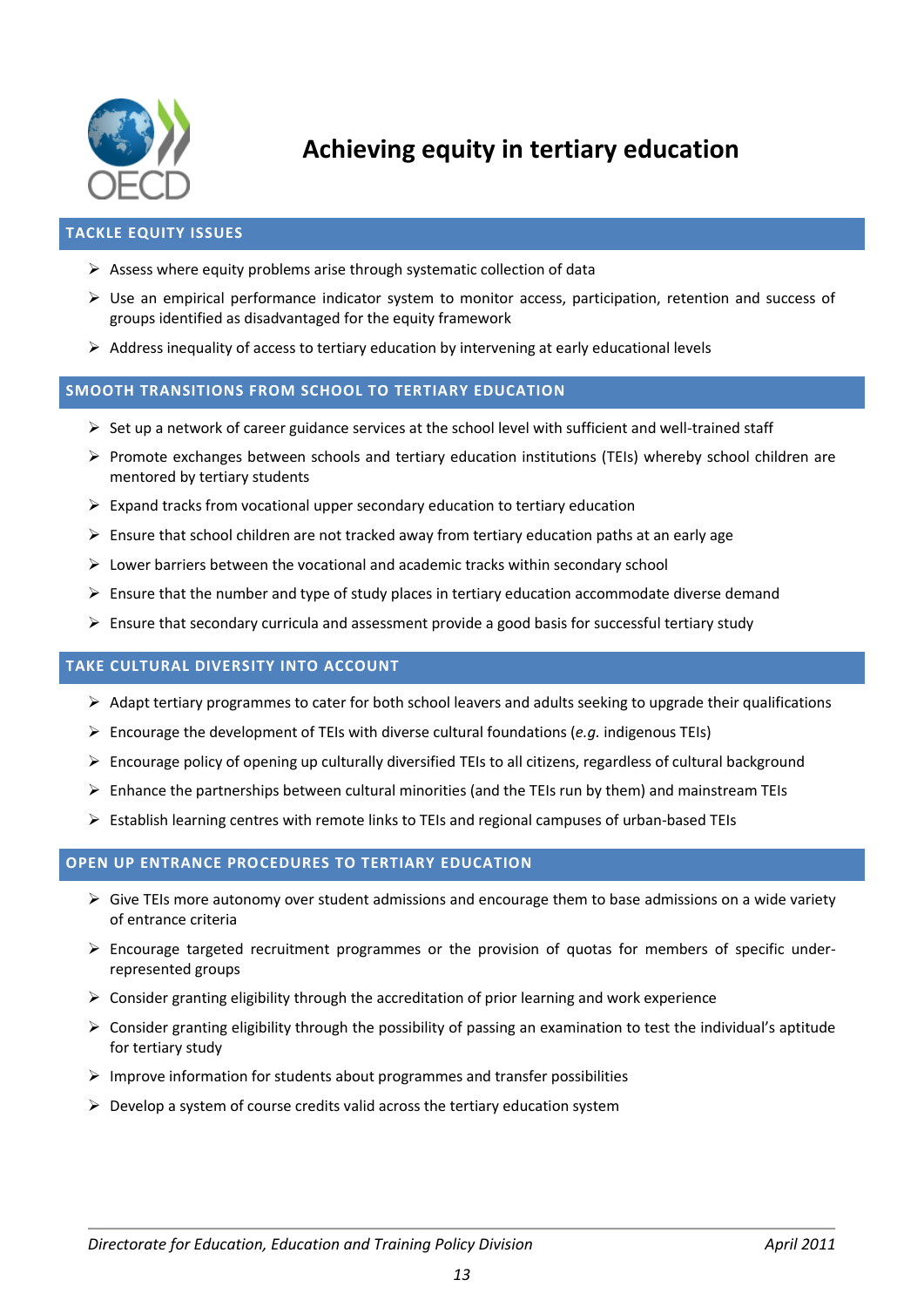# Achieving equity in tertiary education

## TACKLE EQUITY ISSUES

- Assess where equity problems arise through systematic collection of data
- Use an empirical performance indicator system to monitor access, participation, retention and success of groups identified as disadvantaged for the equity framework
- Address inequality of access to tertiary education by intervening at early educational levels

## SMOOTH TRANSITIONS FROM SCHOOL TO TERTIARY EDUCATION

- Set up a network of career guidance services at the school level with sufficient and well-trained staff
- Promote exchanges between schools and tertiary education institutions (TEIs) whereby school children are mentored by tertiary students
- Expand tracks from vocational upper secondary education to tertiary education
- Ensure that school children are not tracked away from tertiary education paths at an early age
- Lower barriers between the vocational and academic tracks within secondary school
- Ensure that the number and type of study places in tertiary education accommodate diverse demand
- Ensure that secondary curricula and assessment provide a good basis for successful tertiary study

## TAKE CULTURAL DIVERSITY INTO ACCOUNT

- Adapt tertiary programmes to cater for both school leavers and adults seeking to upgrade their qualifications
- Encourage the development of TEIs with diverse cultural foundations (*e.g.* indigenous TEIs)
- Encourage policy of opening up culturally diversified TEIs to all citizens, regardless of cultural background
- Enhance the partnerships between cultural minorities (and the TEIs run by them) and mainstream TEIs
- Establish learning centres with remote links to TEIs and regional campuses of urban-based TEIs

## OPEN UP ENTRANCE PROCEDURES TO TERTIARY EDUCATION

- Give TEIs more autonomy over student admissions and encourage them to base admissions on a wide variety of entrance criteria
- Encourage targeted recruitment programmes or the provision of quotas for members of specific under-represented groups
- Consider granting eligibility through the accreditation of prior learning and work experience
- Consider granting eligibility through the possibility of passing an examination to test the individual's aptitude for tertiary study
- Improve information for students about programmes and transfer possibilities
- Develop a system of course credits valid across the tertiary education system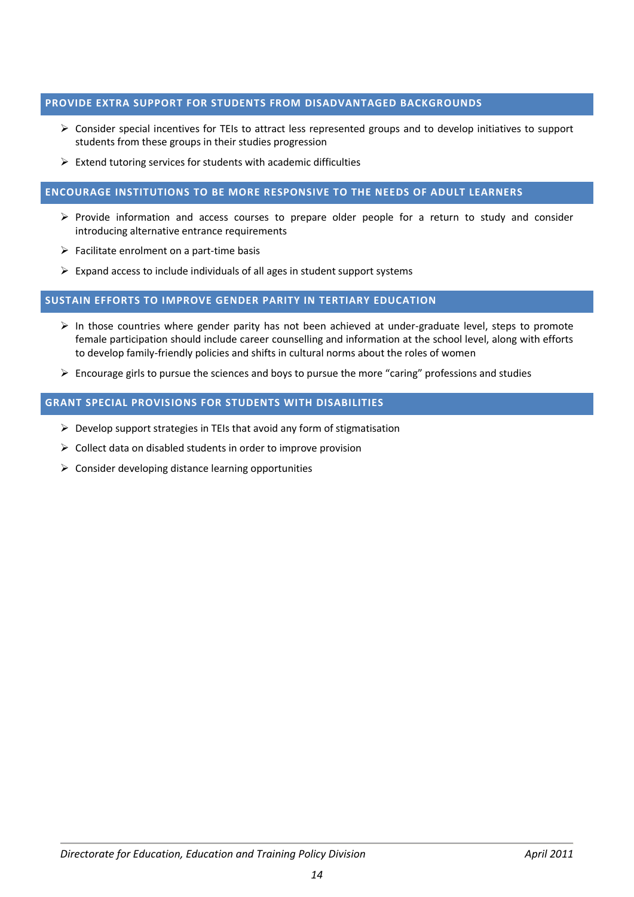## PROVIDE EXTRA SUPPORT FOR STUDENTS FROM DISADVANTAGED BACKGROUNDS

- Consider special incentives for TEIs to attract less represented groups and to develop initiatives to support students from these groups in their studies progression
- Extend tutoring services for students with academic difficulties

## ENCOURAGE INSTITUTIONS TO BE MORE RESPONSIVE TO THE NEEDS OF ADULT LEARNERS

- Provide information and access courses to prepare older people for a return to study and consider introducing alternative entrance requirements
- Facilitate enrolment on a part-time basis
- Expand access to include individuals of all ages in student support systems

## SUSTAIN EFFORTS TO IMPROVE GENDER PARITY IN TERTIARY EDUCATION

- In those countries where gender parity has not been achieved at under-graduate level, steps to promote female participation should include career counselling and information at the school level, along with efforts to develop family-friendly policies and shifts in cultural norms about the roles of women
- Encourage girls to pursue the sciences and boys to pursue the more "caring" professions and studies

## GRANT SPECIAL PROVISIONS FOR STUDENTS WITH DISABILITIES

- Develop support strategies in TEIs that avoid any form of stigmatisation
- Collect data on disabled students in order to improve provision
- Consider developing distance learning opportunities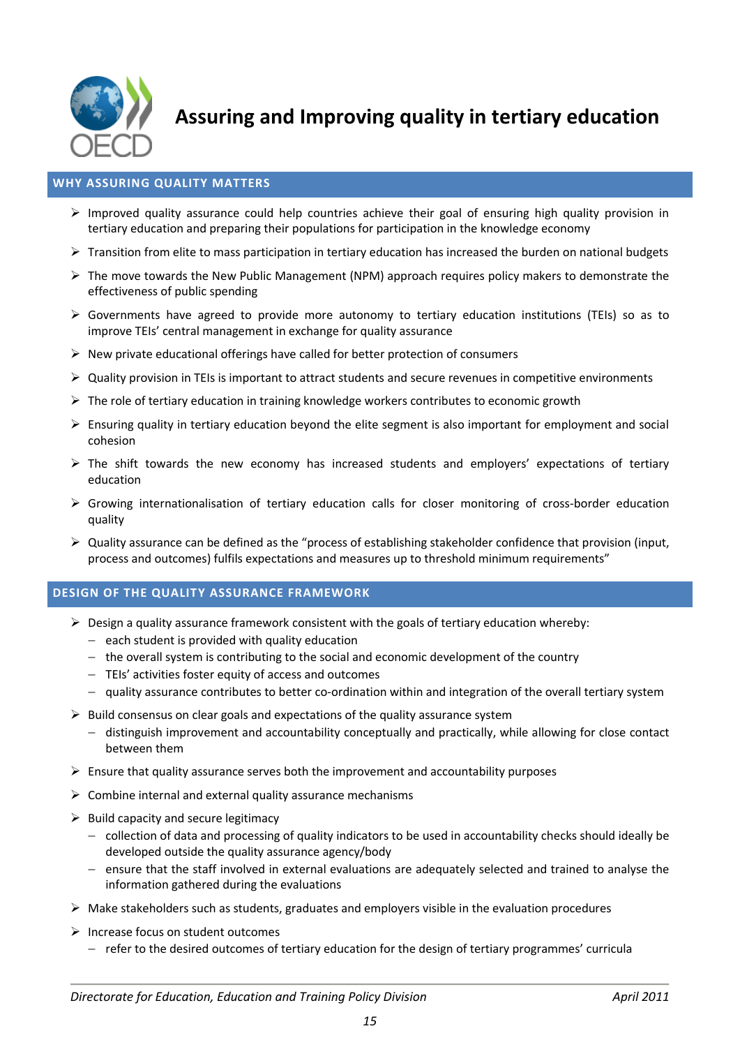# Assuring and Improving quality in tertiary education

## WHY ASSURING QUALITY MATTERS

- Improved quality assurance could help countries achieve their goal of ensuring high quality provision in tertiary education and preparing their populations for participation in the knowledge economy
- Transition from elite to mass participation in tertiary education has increased the burden on national budgets
- The move towards the New Public Management (NPM) approach requires policy makers to demonstrate the effectiveness of public spending
- Governments have agreed to provide more autonomy to tertiary education institutions (TEIs) so as to improve TEIs' central management in exchange for quality assurance
- New private educational offerings have called for better protection of consumers
- Quality provision in TEIs is important to attract students and secure revenues in competitive environments
- The role of tertiary education in training knowledge workers contributes to economic growth
- Ensuring quality in tertiary education beyond the elite segment is also important for employment and social cohesion
- The shift towards the new economy has increased students and employers' expectations of tertiary education
- Growing internationalisation of tertiary education calls for closer monitoring of cross-border education quality
- Quality assurance can be defined as the "process of establishing stakeholder confidence that provision (input, process and outcomes) fulfils expectations and measures up to threshold minimum requirements"

## DESIGN OF THE QUALITY ASSURANCE FRAMEWORK

- Design a quality assurance framework consistent with the goals of tertiary education whereby:
  - each student is provided with quality education
  - the overall system is contributing to the social and economic development of the country
  - TEIs' activities foster equity of access and outcomes
  - quality assurance contributes to better co-ordination within and integration of the overall tertiary system
- Build consensus on clear goals and expectations of the quality assurance system
  - distinguish improvement and accountability conceptually and practically, while allowing for close contact between them
- Ensure that quality assurance serves both the improvement and accountability purposes
- Combine internal and external quality assurance mechanisms
- Build capacity and secure legitimacy
  - collection of data and processing of quality indicators to be used in accountability checks should ideally be developed outside the quality assurance agency/body
  - ensure that the staff involved in external evaluations are adequately selected and trained to analyse the information gathered during the evaluations
- Make stakeholders such as students, graduates and employers visible in the evaluation procedures
- Increase focus on student outcomes
  - refer to the desired outcomes of tertiary education for the design of tertiary programmes' curricula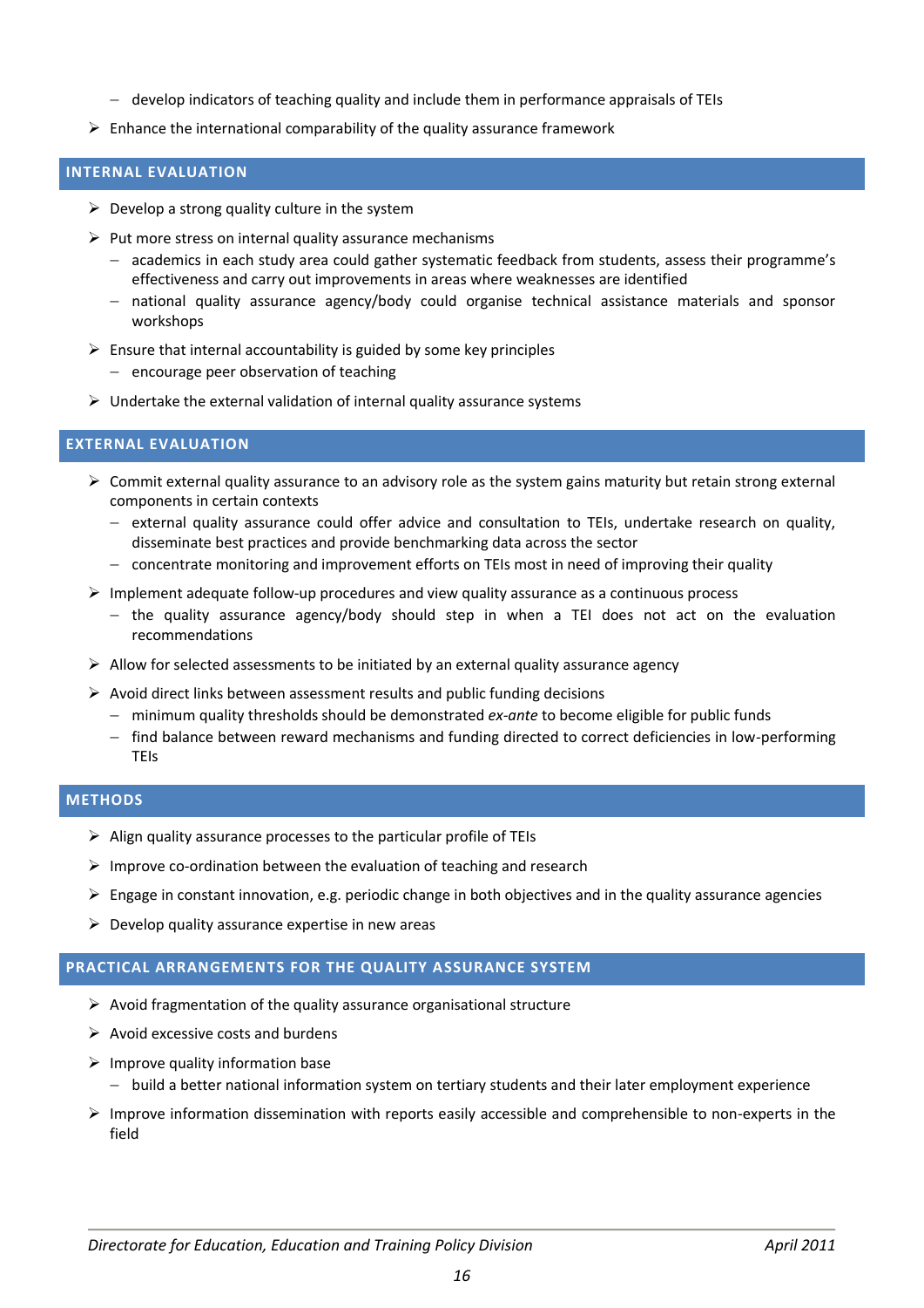- develop indicators of teaching quality and include them in performance appraisals of TEIs
- Enhance the international comparability of the quality assurance framework

## INTERNAL EVALUATION

- Develop a strong quality culture in the system
- Put more stress on internal quality assurance mechanisms
  - academics in each study area could gather systematic feedback from students, assess their programme's effectiveness and carry out improvements in areas where weaknesses are identified
  - national quality assurance agency/body could organise technical assistance materials and sponsor workshops
- Ensure that internal accountability is guided by some key principles
  - encourage peer observation of teaching
- Undertake the external validation of internal quality assurance systems

## EXTERNAL EVALUATION

- Commit external quality assurance to an advisory role as the system gains maturity but retain strong external components in certain contexts
  - external quality assurance could offer advice and consultation to TEIs, undertake research on quality, disseminate best practices and provide benchmarking data across the sector
  - concentrate monitoring and improvement efforts on TEIs most in need of improving their quality
- Implement adequate follow-up procedures and view quality assurance as a continuous process
  - the quality assurance agency/body should step in when a TEI does not act on the evaluation recommendations
- Allow for selected assessments to be initiated by an external quality assurance agency
- Avoid direct links between assessment results and public funding decisions
  - minimum quality thresholds should be demonstrated *ex-ante* to become eligible for public funds
  - find balance between reward mechanisms and funding directed to correct deficiencies in low-performing TEIs

## METHODS

- Align quality assurance processes to the particular profile of TEIs
- Improve co-ordination between the evaluation of teaching and research
- Engage in constant innovation, e.g. periodic change in both objectives and in the quality assurance agencies
- Develop quality assurance expertise in new areas

## PRACTICAL ARRANGEMENTS FOR THE QUALITY ASSURANCE SYSTEM

- Avoid fragmentation of the quality assurance organisational structure
- Avoid excessive costs and burdens
- Improve quality information base
  - build a better national information system on tertiary students and their later employment experience
- Improve information dissemination with reports easily accessible and comprehensible to non-experts in the field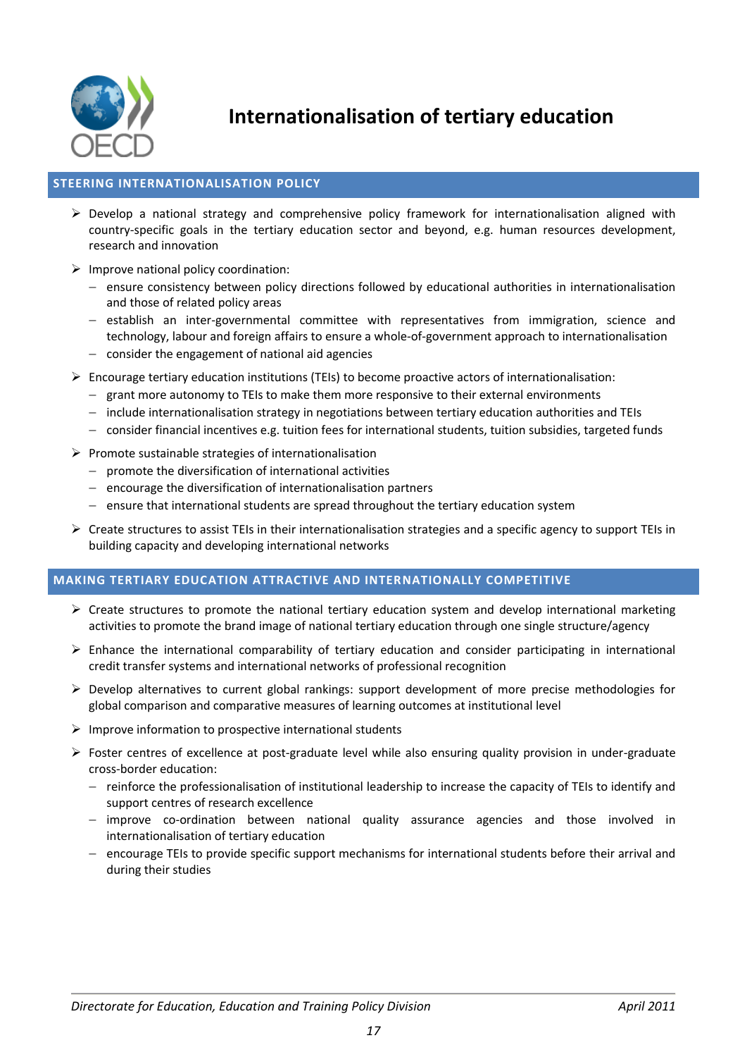# Internationalisation of tertiary education

## STEERING INTERNATIONALISATION POLICY

- Develop a national strategy and comprehensive policy framework for internationalisation aligned with country-specific goals in the tertiary education sector and beyond, e.g. human resources development, research and innovation
- Improve national policy coordination:
  - ensure consistency between policy directions followed by educational authorities in internationalisation and those of related policy areas
  - establish an inter-governmental committee with representatives from immigration, science and technology, labour and foreign affairs to ensure a whole-of-government approach to internationalisation
  - consider the engagement of national aid agencies
- Encourage tertiary education institutions (TEIs) to become proactive actors of internationalisation:
  - grant more autonomy to TEIs to make them more responsive to their external environments
  - include internationalisation strategy in negotiations between tertiary education authorities and TEIs
  - consider financial incentives e.g. tuition fees for international students, tuition subsidies, targeted funds
- Promote sustainable strategies of internationalisation
  - promote the diversification of international activities
  - encourage the diversification of internationalisation partners
  - ensure that international students are spread throughout the tertiary education system
- Create structures to assist TEIs in their internationalisation strategies and a specific agency to support TEIs in building capacity and developing international networks

## MAKING TERTIARY EDUCATION ATTRACTIVE AND INTERNATIONALLY COMPETITIVE

- Create structures to promote the national tertiary education system and develop international marketing activities to promote the brand image of national tertiary education through one single structure/agency
- Enhance the international comparability of tertiary education and consider participating in international credit transfer systems and international networks of professional recognition
- Develop alternatives to current global rankings: support development of more precise methodologies for global comparison and comparative measures of learning outcomes at institutional level
- Improve information to prospective international students
- Foster centres of excellence at post-graduate level while also ensuring quality provision in under-graduate cross-border education:
  - reinforce the professionalisation of institutional leadership to increase the capacity of TEIs to identify and support centres of research excellence
  - improve co-ordination between national quality assurance agencies and those involved in internationalisation of tertiary education
  - encourage TEIs to provide specific support mechanisms for international students before their arrival and during their studies

*Directorate for Education, Education and Training Policy Division* *April 2011*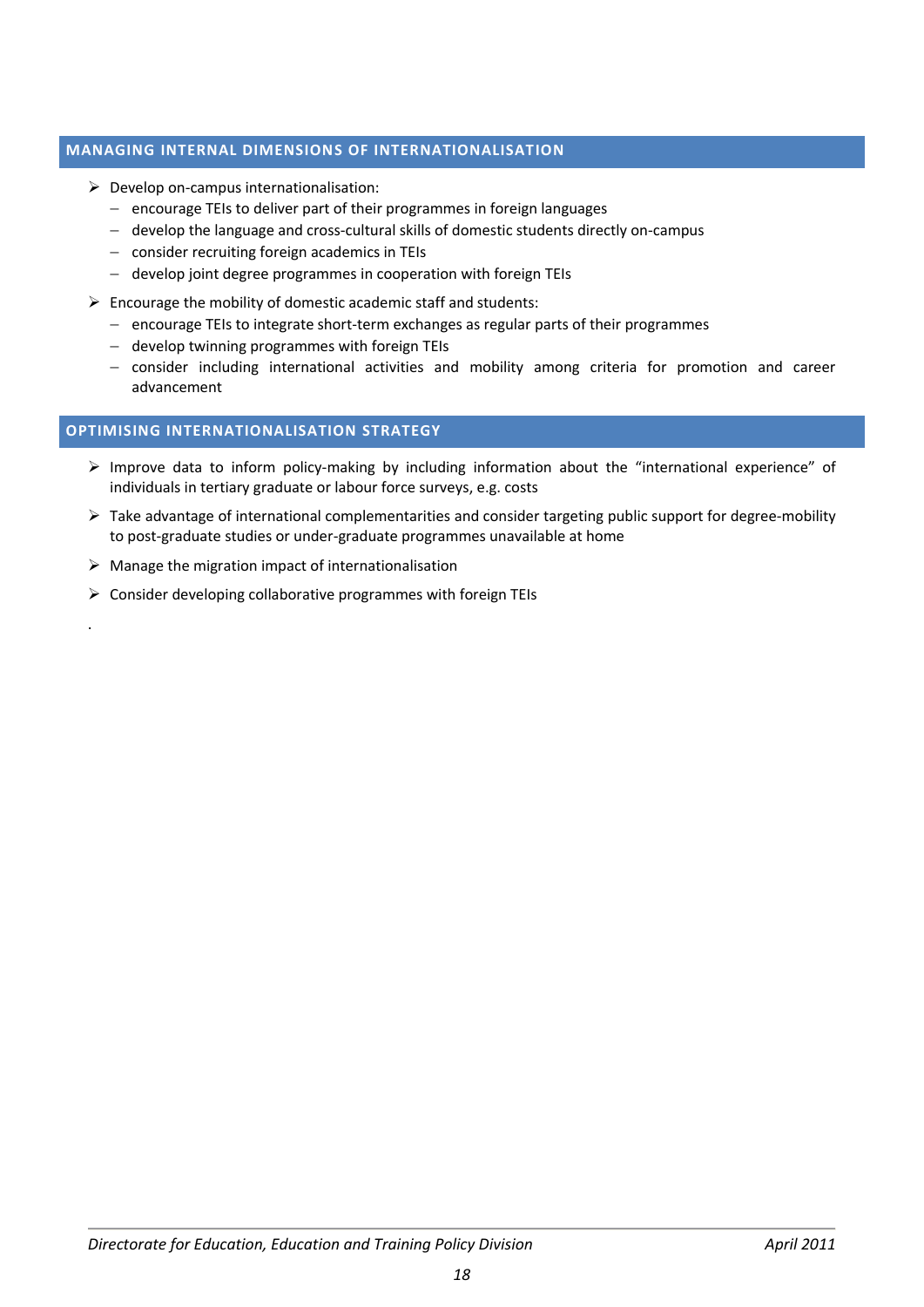## MANAGING INTERNAL DIMENSIONS OF INTERNATIONALISATION

- Develop on-campus internationalisation:
  - encourage TEIs to deliver part of their programmes in foreign languages
  - develop the language and cross-cultural skills of domestic students directly on-campus
  - consider recruiting foreign academics in TEIs
  - develop joint degree programmes in cooperation with foreign TEIs
- Encourage the mobility of domestic academic staff and students:
  - encourage TEIs to integrate short-term exchanges as regular parts of their programmes
  - develop twinning programmes with foreign TEIs
  - consider including international activities and mobility among criteria for promotion and career advancement

## OPTIMISING INTERNATIONALISATION STRATEGY

- Improve data to inform policy-making by including information about the "international experience" of individuals in tertiary graduate or labour force surveys, e.g. costs
- Take advantage of international complementarities and consider targeting public support for degree-mobility to post-graduate studies or under-graduate programmes unavailable at home
- Manage the migration impact of internationalisation
- Consider developing collaborative programmes with foreign TEIs

.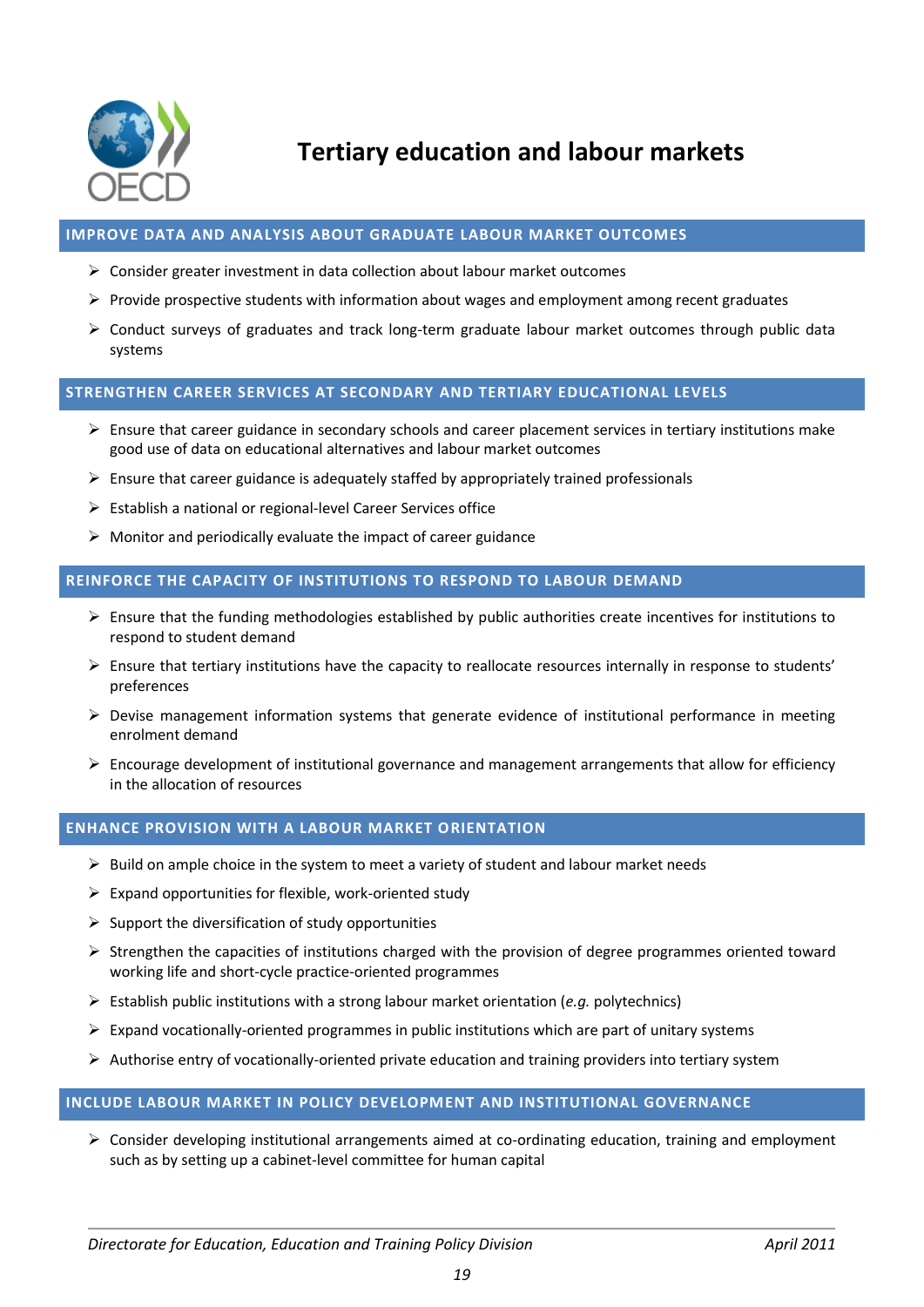# Tertiary education and labour markets

## IMPROVE DATA AND ANALYSIS ABOUT GRADUATE LABOUR MARKET OUTCOMES

- Consider greater investment in data collection about labour market outcomes
- Provide prospective students with information about wages and employment among recent graduates
- Conduct surveys of graduates and track long-term graduate labour market outcomes through public data systems

## STRENGTHEN CAREER SERVICES AT SECONDARY AND TERTIARY EDUCATIONAL LEVELS

- Ensure that career guidance in secondary schools and career placement services in tertiary institutions make good use of data on educational alternatives and labour market outcomes
- Ensure that career guidance is adequately staffed by appropriately trained professionals
- Establish a national or regional-level Career Services office
- Monitor and periodically evaluate the impact of career guidance

## REINFORCE THE CAPACITY OF INSTITUTIONS TO RESPOND TO LABOUR DEMAND

- Ensure that the funding methodologies established by public authorities create incentives for institutions to respond to student demand
- Ensure that tertiary institutions have the capacity to reallocate resources internally in response to students' preferences
- Devise management information systems that generate evidence of institutional performance in meeting enrolment demand
- Encourage development of institutional governance and management arrangements that allow for efficiency in the allocation of resources

## ENHANCE PROVISION WITH A LABOUR MARKET ORIENTATION

- Build on ample choice in the system to meet a variety of student and labour market needs
- Expand opportunities for flexible, work-oriented study
- Support the diversification of study opportunities
- Strengthen the capacities of institutions charged with the provision of degree programmes oriented toward working life and short-cycle practice-oriented programmes
- Establish public institutions with a strong labour market orientation (*e.g.* polytechnics)
- Expand vocationally-oriented programmes in public institutions which are part of unitary systems
- Authorise entry of vocationally-oriented private education and training providers into tertiary system

## INCLUDE LABOUR MARKET IN POLICY DEVELOPMENT AND INSTITUTIONAL GOVERNANCE

- Consider developing institutional arrangements aimed at co-ordinating education, training and employment such as by setting up a cabinet-level committee for human capital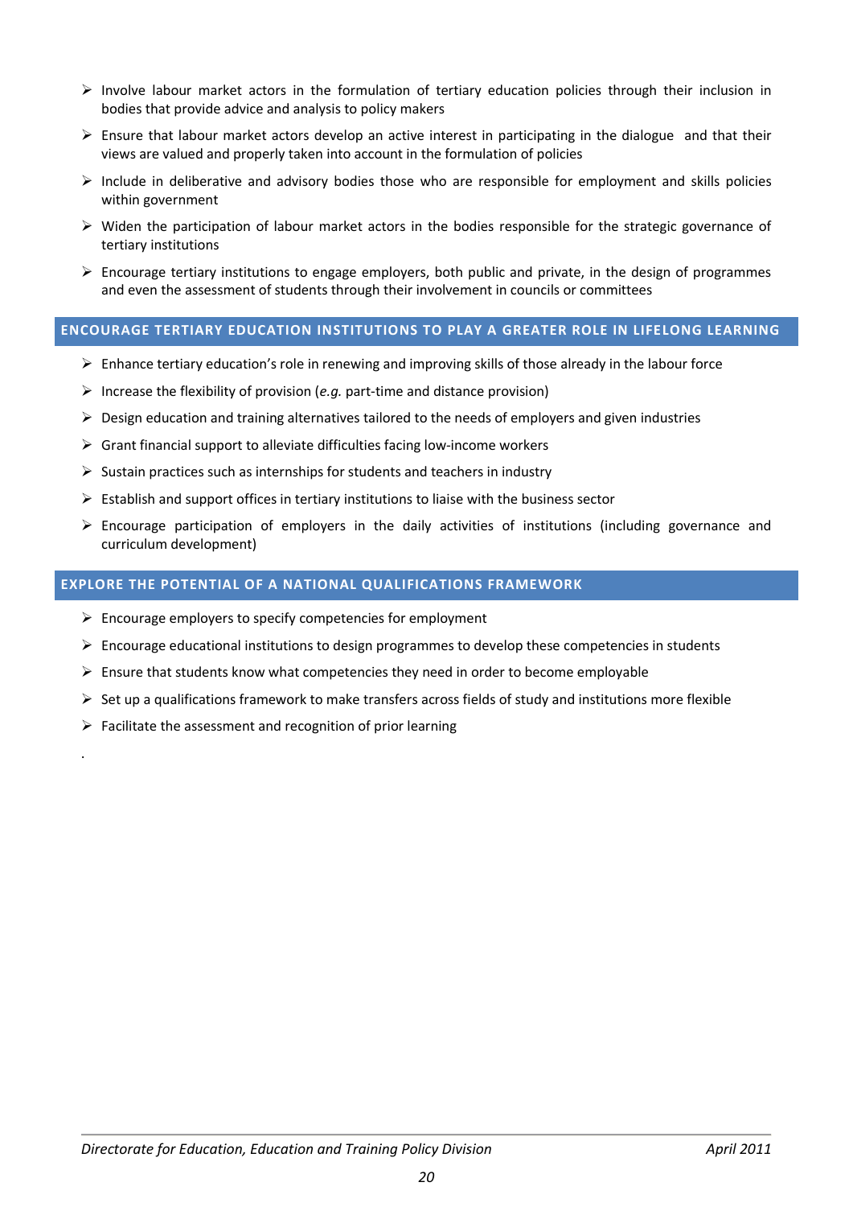- Involve labour market actors in the formulation of tertiary education policies through their inclusion in bodies that provide advice and analysis to policy makers
- Ensure that labour market actors develop an active interest in participating in the dialogue and that their views are valued and properly taken into account in the formulation of policies
- Include in deliberative and advisory bodies those who are responsible for employment and skills policies within government
- Widen the participation of labour market actors in the bodies responsible for the strategic governance of tertiary institutions
- Encourage tertiary institutions to engage employers, both public and private, in the design of programmes and even the assessment of students through their involvement in councils or committees

## ENCOURAGE TERTIARY EDUCATION INSTITUTIONS TO PLAY A GREATER ROLE IN LIFELONG LEARNING

- Enhance tertiary education's role in renewing and improving skills of those already in the labour force
- Increase the flexibility of provision (*e.g.* part-time and distance provision)
- Design education and training alternatives tailored to the needs of employers and given industries
- Grant financial support to alleviate difficulties facing low-income workers
- Sustain practices such as internships for students and teachers in industry
- Establish and support offices in tertiary institutions to liaise with the business sector
- Encourage participation of employers in the daily activities of institutions (including governance and curriculum development)

## EXPLORE THE POTENTIAL OF A NATIONAL QUALIFICATIONS FRAMEWORK

- Encourage employers to specify competencies for employment
- Encourage educational institutions to design programmes to develop these competencies in students
- Ensure that students know what competencies they need in order to become employable
- Set up a qualifications framework to make transfers across fields of study and institutions more flexible
- Facilitate the assessment and recognition of prior learning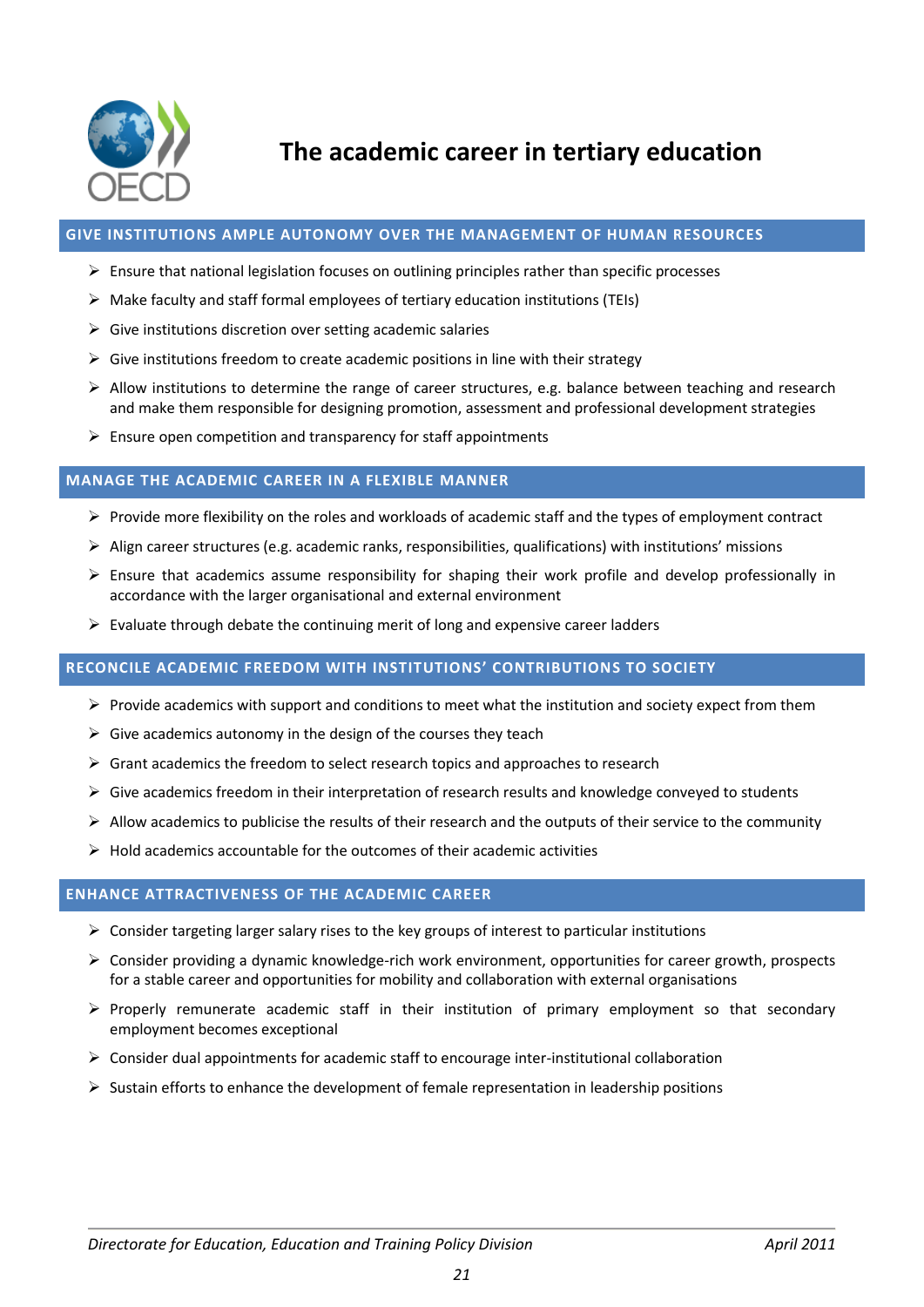# The academic career in tertiary education

## GIVE INSTITUTIONS AMPLE AUTONOMY OVER THE MANAGEMENT OF HUMAN RESOURCES

- Ensure that national legislation focuses on outlining principles rather than specific processes
- Make faculty and staff formal employees of tertiary education institutions (TEIs)
- Give institutions discretion over setting academic salaries
- Give institutions freedom to create academic positions in line with their strategy
- Allow institutions to determine the range of career structures, e.g. balance between teaching and research and make them responsible for designing promotion, assessment and professional development strategies
- Ensure open competition and transparency for staff appointments

## MANAGE THE ACADEMIC CAREER IN A FLEXIBLE MANNER

- Provide more flexibility on the roles and workloads of academic staff and the types of employment contract
- Align career structures (e.g. academic ranks, responsibilities, qualifications) with institutions' missions
- Ensure that academics assume responsibility for shaping their work profile and develop professionally in accordance with the larger organisational and external environment
- Evaluate through debate the continuing merit of long and expensive career ladders

## RECONCILE ACADEMIC FREEDOM WITH INSTITUTIONS' CONTRIBUTIONS TO SOCIETY

- Provide academics with support and conditions to meet what the institution and society expect from them
- Give academics autonomy in the design of the courses they teach
- Grant academics the freedom to select research topics and approaches to research
- Give academics freedom in their interpretation of research results and knowledge conveyed to students
- Allow academics to publicise the results of their research and the outputs of their service to the community
- Hold academics accountable for the outcomes of their academic activities

## ENHANCE ATTRACTIVENESS OF THE ACADEMIC CAREER

- Consider targeting larger salary rises to the key groups of interest to particular institutions
- Consider providing a dynamic knowledge-rich work environment, opportunities for career growth, prospects for a stable career and opportunities for mobility and collaboration with external organisations
- Properly remunerate academic staff in their institution of primary employment so that secondary employment becomes exceptional
- Consider dual appointments for academic staff to encourage inter-institutional collaboration
- Sustain efforts to enhance the development of female representation in leadership positions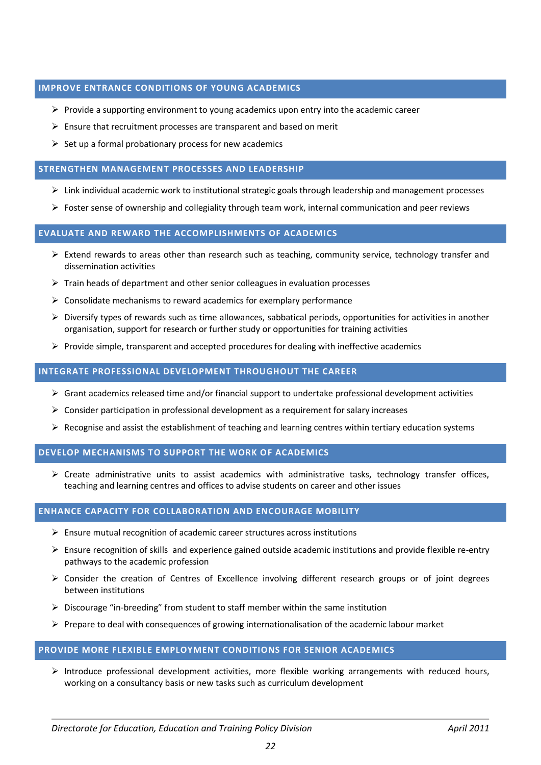## IMPROVE ENTRANCE CONDITIONS OF YOUNG ACADEMICS

- Provide a supporting environment to young academics upon entry into the academic career
- Ensure that recruitment processes are transparent and based on merit
- Set up a formal probationary process for new academics

## STRENGTHEN MANAGEMENT PROCESSES AND LEADERSHIP

- Link individual academic work to institutional strategic goals through leadership and management processes
- Foster sense of ownership and collegiality through team work, internal communication and peer reviews

## EVALUATE AND REWARD THE ACCOMPLISHMENTS OF ACADEMICS

- Extend rewards to areas other than research such as teaching, community service, technology transfer and dissemination activities
- Train heads of department and other senior colleagues in evaluation processes
- Consolidate mechanisms to reward academics for exemplary performance
- Diversify types of rewards such as time allowances, sabbatical periods, opportunities for activities in another organisation, support for research or further study or opportunities for training activities
- Provide simple, transparent and accepted procedures for dealing with ineffective academics

## INTEGRATE PROFESSIONAL DEVELOPMENT THROUGHOUT THE CAREER

- Grant academics released time and/or financial support to undertake professional development activities
- Consider participation in professional development as a requirement for salary increases
- Recognise and assist the establishment of teaching and learning centres within tertiary education systems

## DEVELOP MECHANISMS TO SUPPORT THE WORK OF ACADEMICS

- Create administrative units to assist academics with administrative tasks, technology transfer offices, teaching and learning centres and offices to advise students on career and other issues

## ENHANCE CAPACITY FOR COLLABORATION AND ENCOURAGE MOBILITY

- Ensure mutual recognition of academic career structures across institutions
- Ensure recognition of skills and experience gained outside academic institutions and provide flexible re-entry pathways to the academic profession
- Consider the creation of Centres of Excellence involving different research groups or of joint degrees between institutions
- Discourage "in-breeding" from student to staff member within the same institution
- Prepare to deal with consequences of growing internationalisation of the academic labour market

## PROVIDE MORE FLEXIBLE EMPLOYMENT CONDITIONS FOR SENIOR ACADEMICS

- Introduce professional development activities, more flexible working arrangements with reduced hours, working on a consultancy basis or new tasks such as curriculum development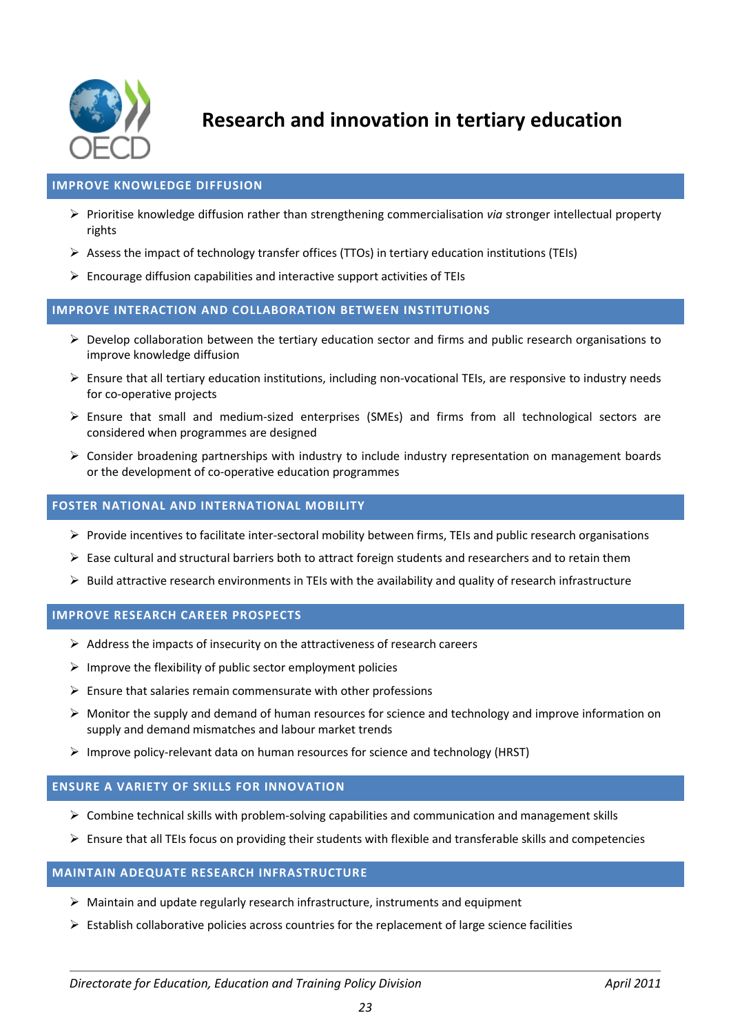# Research and innovation in tertiary education

## IMPROVE KNOWLEDGE DIFFUSION

- Prioritise knowledge diffusion rather than strengthening commercialisation *via* stronger intellectual property rights
- Assess the impact of technology transfer offices (TTOs) in tertiary education institutions (TEIs)
- Encourage diffusion capabilities and interactive support activities of TEIs

## IMPROVE INTERACTION AND COLLABORATION BETWEEN INSTITUTIONS

- Develop collaboration between the tertiary education sector and firms and public research organisations to improve knowledge diffusion
- Ensure that all tertiary education institutions, including non-vocational TEIs, are responsive to industry needs for co-operative projects
- Ensure that small and medium-sized enterprises (SMEs) and firms from all technological sectors are considered when programmes are designed
- Consider broadening partnerships with industry to include industry representation on management boards or the development of co-operative education programmes

## FOSTER NATIONAL AND INTERNATIONAL MOBILITY

- Provide incentives to facilitate inter-sectoral mobility between firms, TEIs and public research organisations
- Ease cultural and structural barriers both to attract foreign students and researchers and to retain them
- Build attractive research environments in TEIs with the availability and quality of research infrastructure

## IMPROVE RESEARCH CAREER PROSPECTS

- Address the impacts of insecurity on the attractiveness of research careers
- Improve the flexibility of public sector employment policies
- Ensure that salaries remain commensurate with other professions
- Monitor the supply and demand of human resources for science and technology and improve information on supply and demand mismatches and labour market trends
- Improve policy-relevant data on human resources for science and technology (HRST)

## ENSURE A VARIETY OF SKILLS FOR INNOVATION

- Combine technical skills with problem-solving capabilities and communication and management skills
- Ensure that all TEIs focus on providing their students with flexible and transferable skills and competencies

## MAINTAIN ADEQUATE RESEARCH INFRASTRUCTURE

- Maintain and update regularly research infrastructure, instruments and equipment
- Establish collaborative policies across countries for the replacement of large science facilities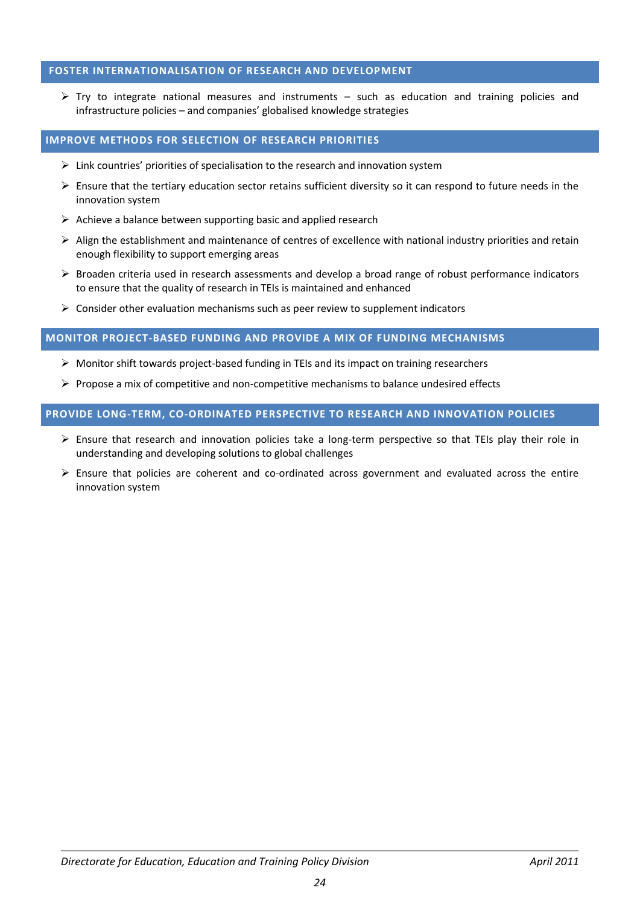### FOSTER INTERNATIONALISATION OF RESEARCH AND DEVELOPMENT

- Try to integrate national measures and instruments – such as education and training policies and infrastructure policies – and companies' globalised knowledge strategies

### IMPROVE METHODS FOR SELECTION OF RESEARCH PRIORITIES

- Link countries' priorities of specialisation to the research and innovation system
- Ensure that the tertiary education sector retains sufficient diversity so it can respond to future needs in the innovation system
- Achieve a balance between supporting basic and applied research
- Align the establishment and maintenance of centres of excellence with national industry priorities and retain enough flexibility to support emerging areas
- Broaden criteria used in research assessments and develop a broad range of robust performance indicators to ensure that the quality of research in TEIs is maintained and enhanced
- Consider other evaluation mechanisms such as peer review to supplement indicators

### MONITOR PROJECT-BASED FUNDING AND PROVIDE A MIX OF FUNDING MECHANISMS

- Monitor shift towards project-based funding in TEIs and its impact on training researchers
- Propose a mix of competitive and non-competitive mechanisms to balance undesired effects

### PROVIDE LONG-TERM, CO-ORDINATED PERSPECTIVE TO RESEARCH AND INNOVATION POLICIES

- Ensure that research and innovation policies take a long-term perspective so that TEIs play their role in understanding and developing solutions to global challenges
- Ensure that policies are coherent and co-ordinated across government and evaluated across the entire innovation system